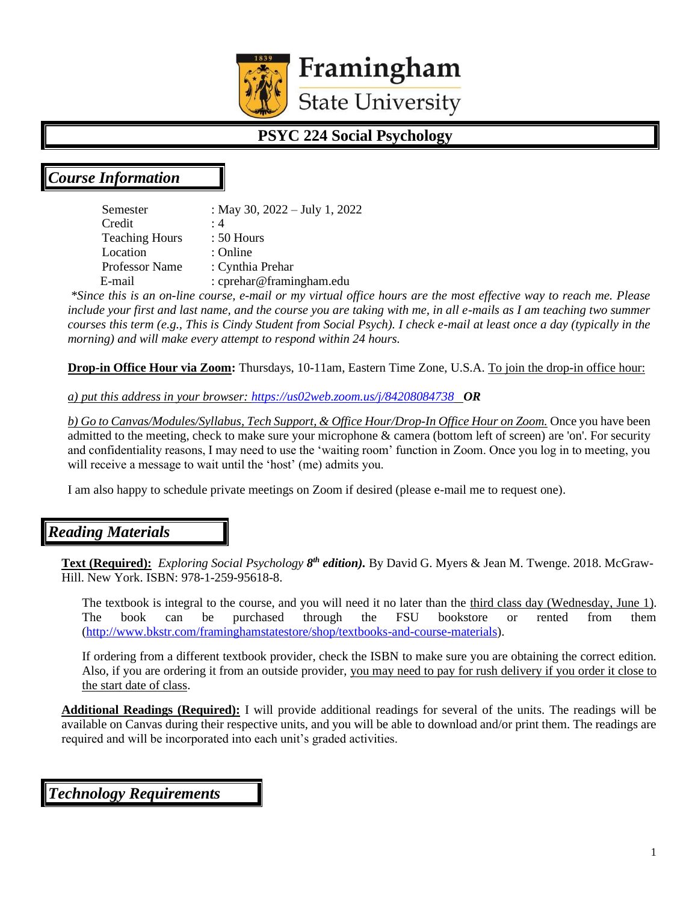# PSYC 224 Social Psychology

## *Course Information*

Semester : May 30, 2022 – July 1, 2022
Credit : 4
Teaching Hours : 50 Hours
Location : Online
Professor Name : Cynthia Prehar
E-mail : cprehar@framingham.edu

*\*Since this is an on-line course, e-mail or my virtual office hours are the most effective way to reach me. Please include your first and last name, and the course you are taking with me, in all e-mails as I am teaching two summer courses this term (e.g., This is Cindy Student from Social Psych). I check e-mail at least once a day (typically in the morning) and will make every attempt to respond within 24 hours.*

**Drop-in Office Hour via Zoom:** Thursdays, 10-11am, Eastern Time Zone, U.S.A. To join the drop-in office hour:

*a) put this address in your browser: https://us02web.zoom.us/j/84208084738* ***OR***

*b) Go to Canvas/Modules/Syllabus, Tech Support, & Office Hour/Drop-In Office Hour on Zoom.* Once you have been admitted to the meeting, check to make sure your microphone & camera (bottom left of screen) are 'on'. For security and confidentiality reasons, I may need to use the 'waiting room' function in Zoom. Once you log in to meeting, you will receive a message to wait until the 'host' (me) admits you.

I am also happy to schedule private meetings on Zoom if desired (please e-mail me to request one).

## *Reading Materials*

**Text (Required):** *Exploring Social Psychology* ***8th edition).*** By David G. Myers & Jean M. Twenge. 2018. McGraw-Hill. New York. ISBN: 978-1-259-95618-8.

The textbook is integral to the course, and you will need it no later than the third class day (Wednesday, June 1). The book can be purchased through the FSU bookstore or rented from them (http://www.bkstr.com/framinghamstatestore/shop/textbooks-and-course-materials).

If ordering from a different textbook provider, check the ISBN to make sure you are obtaining the correct edition. Also, if you are ordering it from an outside provider, you may need to pay for rush delivery if you order it close to the start date of class.

**Additional Readings (Required):** I will provide additional readings for several of the units. The readings will be available on Canvas during their respective units, and you will be able to download and/or print them. The readings are required and will be incorporated into each unit's graded activities.

## *Technology Requirements*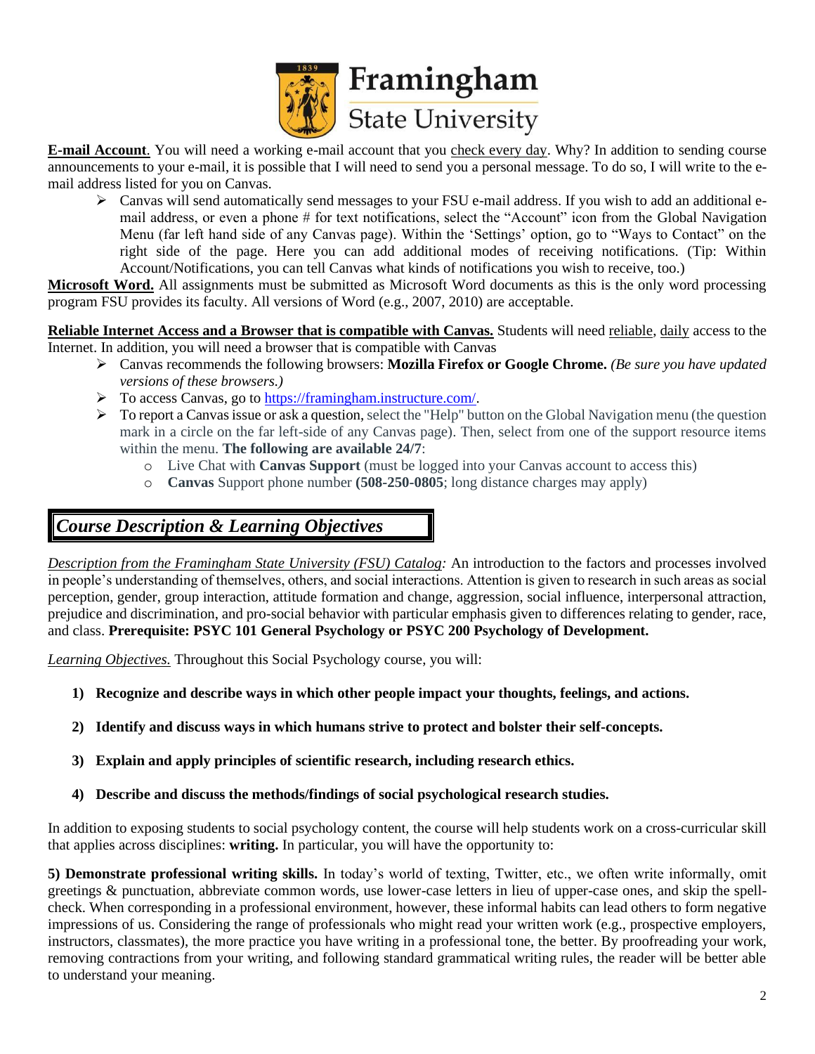**<u>E-mail Account</u>**. You will need a working e-mail account that you <u>check every day</u>. Why? In addition to sending course announcements to your e-mail, it is possible that I will need to send you a personal message. To do so, I will write to the e-mail address listed for you on Canvas.

- Canvas will send automatically send messages to your FSU e-mail address. If you wish to add an additional e-mail address, or even a phone # for text notifications, select the "Account" icon from the Global Navigation Menu (far left hand side of any Canvas page). Within the 'Settings' option, go to "Ways to Contact" on the right side of the page. Here you can add additional modes of receiving notifications. (Tip: Within Account/Notifications, you can tell Canvas what kinds of notifications you wish to receive, too.)

**<u>Microsoft Word.</u>** All assignments must be submitted as Microsoft Word documents as this is the only word processing program FSU provides its faculty. All versions of Word (e.g., 2007, 2010) are acceptable.

**<u>Reliable Internet Access and a Browser that is compatible with Canvas.</u>** Students will need <u>reliable</u>, <u>daily</u> access to the Internet. In addition, you will need a browser that is compatible with Canvas

- Canvas recommends the following browsers: **Mozilla Firefox or Google Chrome.** *(Be sure you have updated versions of these browsers.)*
- To access Canvas, go to [https://framingham.instructure.com/](https://framingham.instructure.com/).
- To report a Canvas issue or ask a question, select the "Help" button on the Global Navigation menu (the question mark in a circle on the far left-side of any Canvas page). Then, select from one of the support resource items within the menu. **The following are available 24/7**:
  - Live Chat with **Canvas Support** (must be logged into your Canvas account to access this)
  - **Canvas** Support phone number **(508-250-0805**; long distance charges may apply)

## *Course Description & Learning Objectives*

*<u>Description from the Framingham State University (FSU) Catalog</u>:* An introduction to the factors and processes involved in people's understanding of themselves, others, and social interactions. Attention is given to research in such areas as social perception, gender, group interaction, attitude formation and change, aggression, social influence, interpersonal attraction, prejudice and discrimination, and pro-social behavior with particular emphasis given to differences relating to gender, race, and class. **Prerequisite: PSYC 101 General Psychology or PSYC 200 Psychology of Development.**

*<u>Learning Objectives.</u>* Throughout this Social Psychology course, you will:

1) **Recognize and describe ways in which other people impact your thoughts, feelings, and actions.**

2) **Identify and discuss ways in which humans strive to protect and bolster their self-concepts.**

3) **Explain and apply principles of scientific research, including research ethics.**

4) **Describe and discuss the methods/findings of social psychological research studies.**

In addition to exposing students to social psychology content, the course will help students work on a cross-curricular skill that applies across disciplines: **writing.** In particular, you will have the opportunity to:

**5) Demonstrate professional writing skills.** In today's world of texting, Twitter, etc., we often write informally, omit greetings & punctuation, abbreviate common words, use lower-case letters in lieu of upper-case ones, and skip the spell-check. When corresponding in a professional environment, however, these informal habits can lead others to form negative impressions of us. Considering the range of professionals who might read your written work (e.g., prospective employers, instructors, classmates), the more practice you have writing in a professional tone, the better. By proofreading your work, removing contractions from your writing, and following standard grammatical writing rules, the reader will be better able to understand your meaning.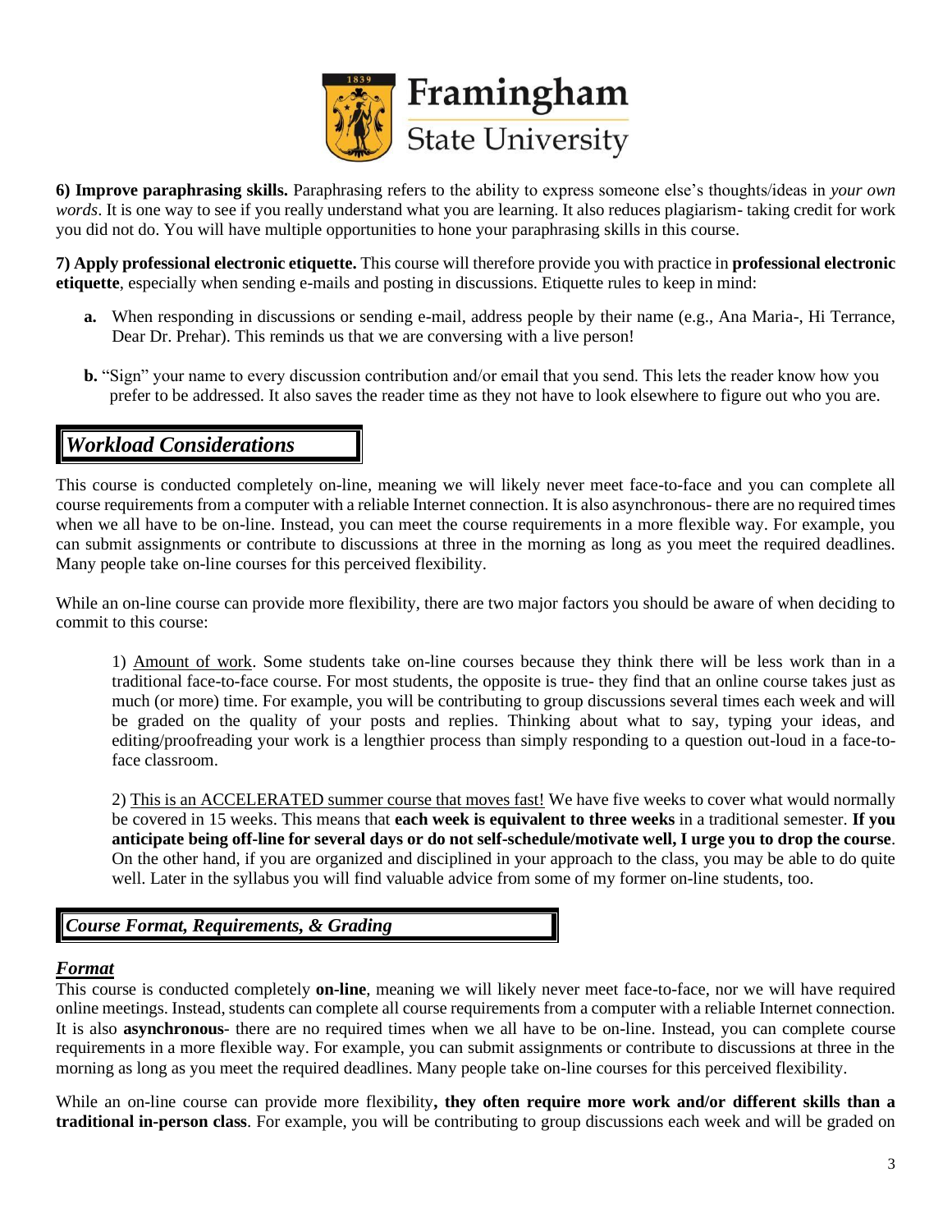**6) Improve paraphrasing skills.** Paraphrasing refers to the ability to express someone else's thoughts/ideas in *your own words*. It is one way to see if you really understand what you are learning. It also reduces plagiarism- taking credit for work you did not do. You will have multiple opportunities to hone your paraphrasing skills in this course.

**7) Apply professional electronic etiquette.** This course will therefore provide you with practice in **professional electronic etiquette**, especially when sending e-mails and posting in discussions. Etiquette rules to keep in mind:

- **a.** When responding in discussions or sending e-mail, address people by their name (e.g., Ana Maria-, Hi Terrance, Dear Dr. Prehar). This reminds us that we are conversing with a live person!
- **b.** "Sign" your name to every discussion contribution and/or email that you send. This lets the reader know how you prefer to be addressed. It also saves the reader time as they not have to look elsewhere to figure out who you are.

## *Workload Considerations*

This course is conducted completely on-line, meaning we will likely never meet face-to-face and you can complete all course requirements from a computer with a reliable Internet connection. It is also asynchronous- there are no required times when we all have to be on-line. Instead, you can meet the course requirements in a more flexible way. For example, you can submit assignments or contribute to discussions at three in the morning as long as you meet the required deadlines. Many people take on-line courses for this perceived flexibility.

While an on-line course can provide more flexibility, there are two major factors you should be aware of when deciding to commit to this course:

1) Amount of work. Some students take on-line courses because they think there will be less work than in a traditional face-to-face course. For most students, the opposite is true- they find that an online course takes just as much (or more) time. For example, you will be contributing to group discussions several times each week and will be graded on the quality of your posts and replies. Thinking about what to say, typing your ideas, and editing/proofreading your work is a lengthier process than simply responding to a question out-loud in a face-to-face classroom.

2) This is an ACCELERATED summer course that moves fast! We have five weeks to cover what would normally be covered in 15 weeks. This means that **each week is equivalent to three weeks** in a traditional semester. **If you anticipate being off-line for several days or do not self-schedule/motivate well, I urge you to drop the course**. On the other hand, if you are organized and disciplined in your approach to the class, you may be able to do quite well. Later in the syllabus you will find valuable advice from some of my former on-line students, too.

## *Course Format, Requirements, & Grading*

### *Format*

This course is conducted completely **on-line**, meaning we will likely never meet face-to-face, nor we will have required online meetings. Instead, students can complete all course requirements from a computer with a reliable Internet connection. It is also **asynchronous**- there are no required times when we all have to be on-line. Instead, you can complete course requirements in a more flexible way. For example, you can submit assignments or contribute to discussions at three in the morning as long as you meet the required deadlines. Many people take on-line courses for this perceived flexibility.

While an on-line course can provide more flexibility**, they often require more work and/or different skills than a traditional in-person class**. For example, you will be contributing to group discussions each week and will be graded on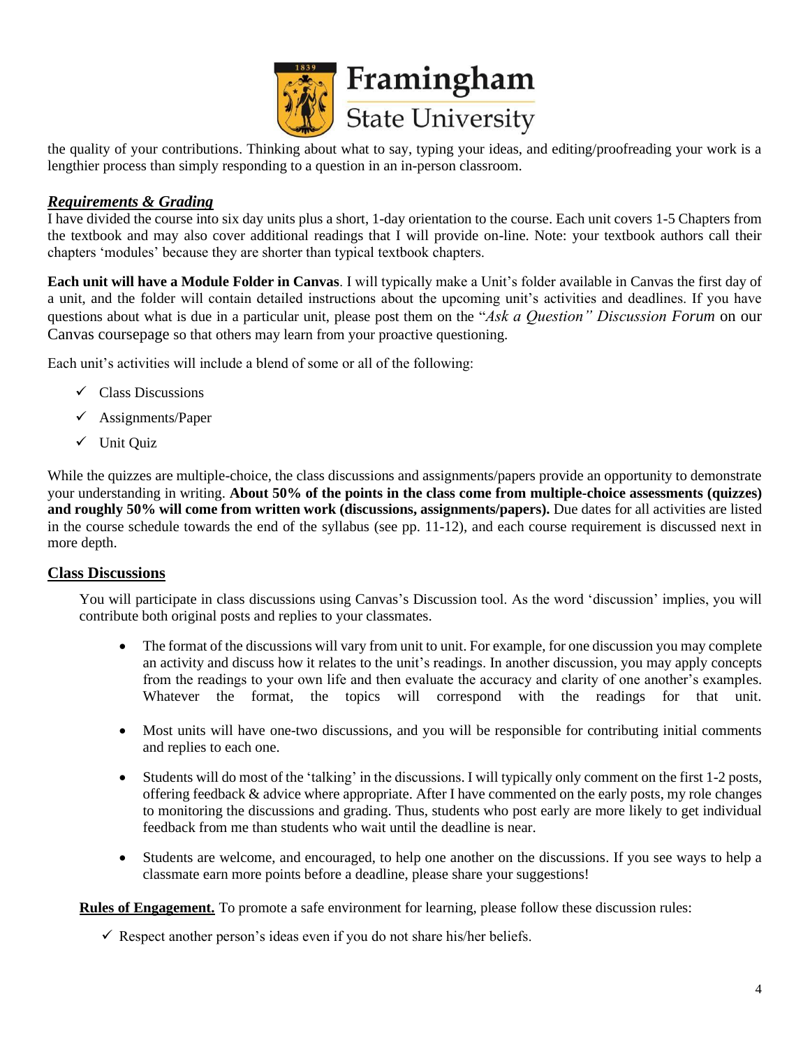the quality of your contributions. Thinking about what to say, typing your ideas, and editing/proofreading your work is a lengthier process than simply responding to a question in an in-person classroom.

## ***Requirements & Grading***

I have divided the course into six day units plus a short, 1-day orientation to the course. Each unit covers 1-5 Chapters from the textbook and may also cover additional readings that I will provide on-line. Note: your textbook authors call their chapters 'modules' because they are shorter than typical textbook chapters.

**Each unit will have a Module Folder in Canvas**. I will typically make a Unit's folder available in Canvas the first day of a unit, and the folder will contain detailed instructions about the upcoming unit's activities and deadlines. If you have questions about what is due in a particular unit, please post them on the "*Ask a Question" Discussion Forum* on our Canvas coursepage so that others may learn from your proactive questioning.

Each unit's activities will include a blend of some or all of the following:

- ✓ Class Discussions
- ✓ Assignments/Paper
- ✓ Unit Quiz

While the quizzes are multiple-choice, the class discussions and assignments/papers provide an opportunity to demonstrate your understanding in writing. **About 50% of the points in the class come from multiple-choice assessments (quizzes) and roughly 50% will come from written work (discussions, assignments/papers).** Due dates for all activities are listed in the course schedule towards the end of the syllabus (see pp. 11-12), and each course requirement is discussed next in more depth.

## **Class Discussions**

You will participate in class discussions using Canvas's Discussion tool. As the word 'discussion' implies, you will contribute both original posts and replies to your classmates.

- The format of the discussions will vary from unit to unit. For example, for one discussion you may complete an activity and discuss how it relates to the unit's readings. In another discussion, you may apply concepts from the readings to your own life and then evaluate the accuracy and clarity of one another's examples. Whatever the format, the topics will correspond with the readings for that unit.
- Most units will have one-two discussions, and you will be responsible for contributing initial comments and replies to each one.
- Students will do most of the 'talking' in the discussions. I will typically only comment on the first 1-2 posts, offering feedback & advice where appropriate. After I have commented on the early posts, my role changes to monitoring the discussions and grading. Thus, students who post early are more likely to get individual feedback from me than students who wait until the deadline is near.
- Students are welcome, and encouraged, to help one another on the discussions. If you see ways to help a classmate earn more points before a deadline, please share your suggestions!

**Rules of Engagement.** To promote a safe environment for learning, please follow these discussion rules:

- ✓ Respect another person's ideas even if you do not share his/her beliefs.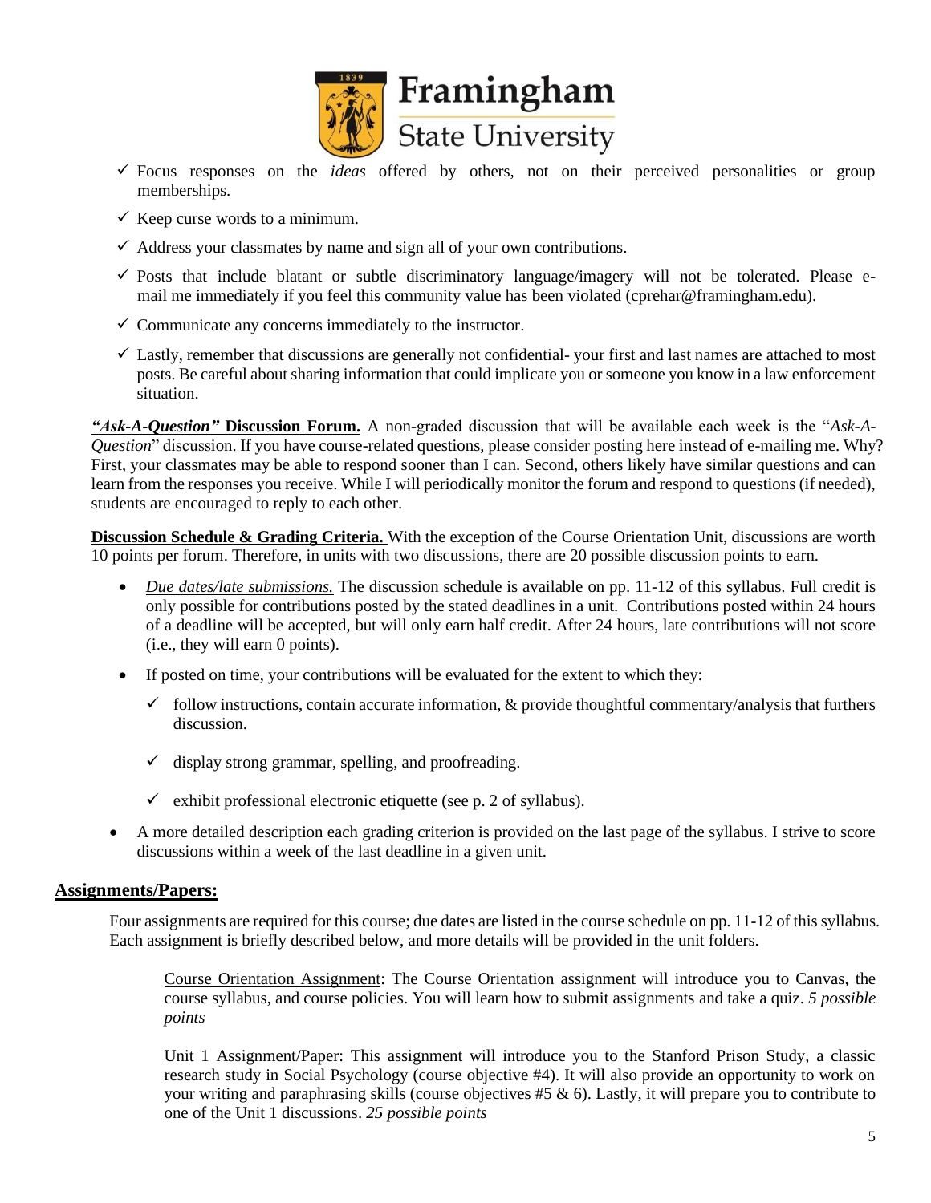- ✓ Focus responses on the *ideas* offered by others, not on their perceived personalities or group memberships.
- ✓ Keep curse words to a minimum.
- ✓ Address your classmates by name and sign all of your own contributions.
- ✓ Posts that include blatant or subtle discriminatory language/imagery will not be tolerated. Please e-mail me immediately if you feel this community value has been violated (cprehar@framingham.edu).
- ✓ Communicate any concerns immediately to the instructor.
- ✓ Lastly, remember that discussions are generally not confidential- your first and last names are attached to most posts. Be careful about sharing information that could implicate you or someone you know in a law enforcement situation.

***"Ask-A-Question"* Discussion Forum.** A non-graded discussion that will be available each week is the "*Ask-A-Question*" discussion. If you have course-related questions, please consider posting here instead of e-mailing me. Why? First, your classmates may be able to respond sooner than I can. Second, others likely have similar questions and can learn from the responses you receive. While I will periodically monitor the forum and respond to questions (if needed), students are encouraged to reply to each other.

**Discussion Schedule & Grading Criteria.** With the exception of the Course Orientation Unit, discussions are worth 10 points per forum. Therefore, in units with two discussions, there are 20 possible discussion points to earn.

- *Due dates/late submissions.* The discussion schedule is available on pp. 11-12 of this syllabus. Full credit is only possible for contributions posted by the stated deadlines in a unit. Contributions posted within 24 hours of a deadline will be accepted, but will only earn half credit. After 24 hours, late contributions will not score (i.e., they will earn 0 points).
- If posted on time, your contributions will be evaluated for the extent to which they:
  - ✓ follow instructions, contain accurate information, & provide thoughtful commentary/analysis that furthers discussion.
  - ✓ display strong grammar, spelling, and proofreading.
  - ✓ exhibit professional electronic etiquette (see p. 2 of syllabus).
- A more detailed description each grading criterion is provided on the last page of the syllabus. I strive to score discussions within a week of the last deadline in a given unit.

## Assignments/Papers:

Four assignments are required for this course; due dates are listed in the course schedule on pp. 11-12 of this syllabus. Each assignment is briefly described below, and more details will be provided in the unit folders.

Course Orientation Assignment: The Course Orientation assignment will introduce you to Canvas, the course syllabus, and course policies. You will learn how to submit assignments and take a quiz. *5 possible points*

Unit 1 Assignment/Paper: This assignment will introduce you to the Stanford Prison Study, a classic research study in Social Psychology (course objective #4). It will also provide an opportunity to work on your writing and paraphrasing skills (course objectives #5 & 6). Lastly, it will prepare you to contribute to one of the Unit 1 discussions. *25 possible points*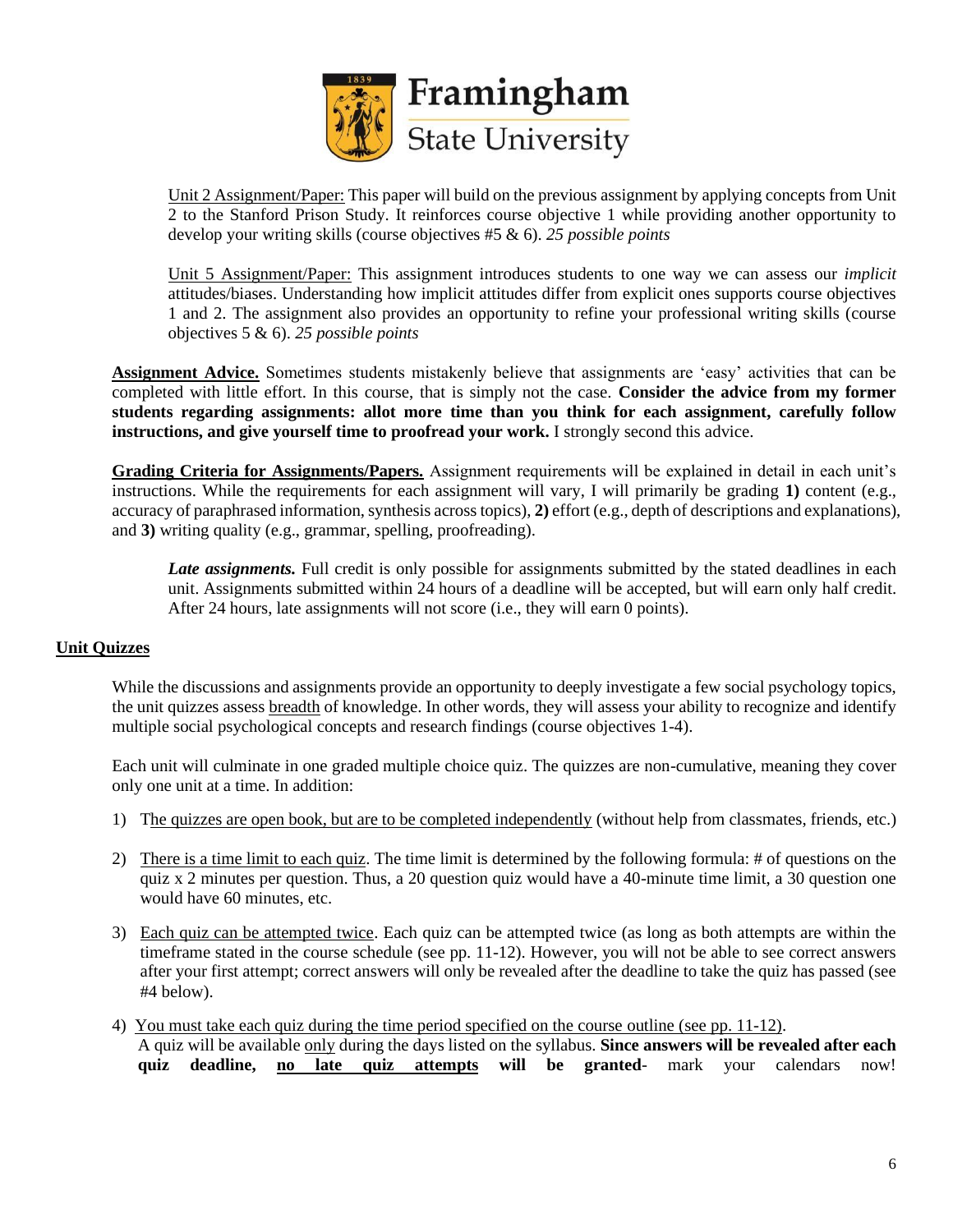Unit 2 Assignment/Paper: This paper will build on the previous assignment by applying concepts from Unit 2 to the Stanford Prison Study. It reinforces course objective 1 while providing another opportunity to develop your writing skills (course objectives #5 & 6). *25 possible points*

Unit 5 Assignment/Paper: This assignment introduces students to one way we can assess our *implicit* attitudes/biases. Understanding how implicit attitudes differ from explicit ones supports course objectives 1 and 2. The assignment also provides an opportunity to refine your professional writing skills (course objectives 5 & 6). *25 possible points*

**Assignment Advice.** Sometimes students mistakenly believe that assignments are 'easy' activities that can be completed with little effort. In this course, that is simply not the case. **Consider the advice from my former students regarding assignments: allot more time than you think for each assignment, carefully follow instructions, and give yourself time to proofread your work.** I strongly second this advice.

**Grading Criteria for Assignments/Papers.** Assignment requirements will be explained in detail in each unit's instructions. While the requirements for each assignment will vary, I will primarily be grading **1)** content (e.g., accuracy of paraphrased information, synthesis across topics), **2)** effort (e.g., depth of descriptions and explanations), and **3)** writing quality (e.g., grammar, spelling, proofreading).

***Late assignments.*** Full credit is only possible for assignments submitted by the stated deadlines in each unit. Assignments submitted within 24 hours of a deadline will be accepted, but will earn only half credit. After 24 hours, late assignments will not score (i.e., they will earn 0 points).

## Unit Quizzes

While the discussions and assignments provide an opportunity to deeply investigate a few social psychology topics, the unit quizzes assess breadth of knowledge. In other words, they will assess your ability to recognize and identify multiple social psychological concepts and research findings (course objectives 1-4).

Each unit will culminate in one graded multiple choice quiz. The quizzes are non-cumulative, meaning they cover only one unit at a time. In addition:

1) The quizzes are open book, but are to be completed independently (without help from classmates, friends, etc.)

2) There is a time limit to each quiz. The time limit is determined by the following formula: # of questions on the quiz x 2 minutes per question. Thus, a 20 question quiz would have a 40-minute time limit, a 30 question one would have 60 minutes, etc.

3) Each quiz can be attempted twice. Each quiz can be attempted twice (as long as both attempts are within the timeframe stated in the course schedule (see pp. 11-12). However, you will not be able to see correct answers after your first attempt; correct answers will only be revealed after the deadline to take the quiz has passed (see #4 below).

4) You must take each quiz during the time period specified on the course outline (see pp. 11-12). A quiz will be available only during the days listed on the syllabus. **Since answers will be revealed after each quiz deadline, no late quiz attempts will be granted**- mark your calendars now!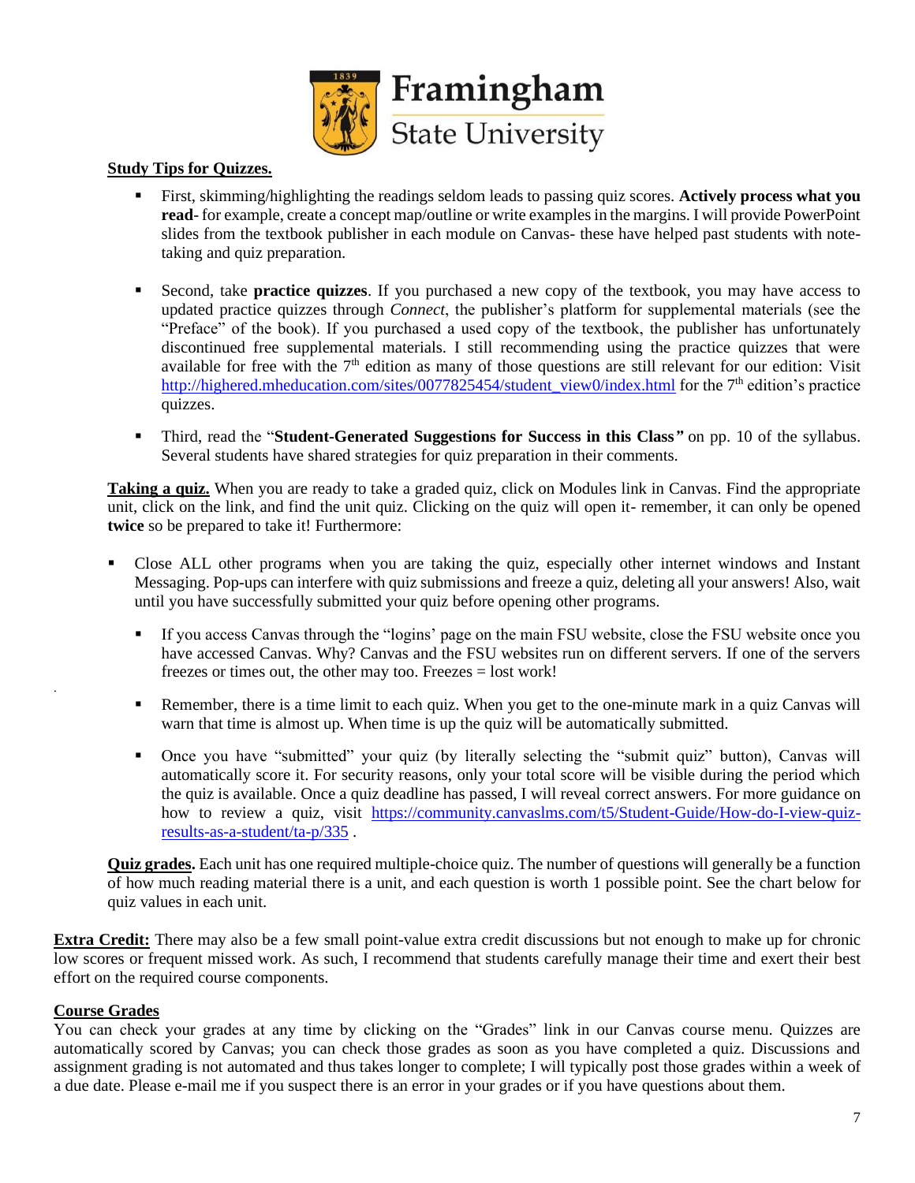**Study Tips for Quizzes.**

- First, skimming/highlighting the readings seldom leads to passing quiz scores. **Actively process what you read**- for example, create a concept map/outline or write examples in the margins. I will provide PowerPoint slides from the textbook publisher in each module on Canvas- these have helped past students with note-taking and quiz preparation.

- Second, take **practice quizzes**. If you purchased a new copy of the textbook, you may have access to updated practice quizzes through *Connect*, the publisher's platform for supplemental materials (see the "Preface" of the book). If you purchased a used copy of the textbook, the publisher has unfortunately discontinued free supplemental materials. I still recommending using the practice quizzes that were available for free with the 7th edition as many of those questions are still relevant for our edition: Visit http://highered.mheducation.com/sites/0077825454/student_view0/index.html for the 7th edition's practice quizzes.

- Third, read the "**Student-Generated Suggestions for Success in this Class**" on pp. 10 of the syllabus. Several students have shared strategies for quiz preparation in their comments.

**Taking a quiz.** When you are ready to take a graded quiz, click on Modules link in Canvas. Find the appropriate unit, click on the link, and find the unit quiz. Clicking on the quiz will open it- remember, it can only be opened **twice** so be prepared to take it! Furthermore:

- Close ALL other programs when you are taking the quiz, especially other internet windows and Instant Messaging. Pop-ups can interfere with quiz submissions and freeze a quiz, deleting all your answers! Also, wait until you have successfully submitted your quiz before opening other programs.

  - If you access Canvas through the "logins' page on the main FSU website, close the FSU website once you have accessed Canvas. Why? Canvas and the FSU websites run on different servers. If one of the servers freezes or times out, the other may too. Freezes = lost work!

  - Remember, there is a time limit to each quiz. When you get to the one-minute mark in a quiz Canvas will warn that time is almost up. When time is up the quiz will be automatically submitted.

  - Once you have "submitted" your quiz (by literally selecting the "submit quiz" button), Canvas will automatically score it. For security reasons, only your total score will be visible during the period which the quiz is available. Once a quiz deadline has passed, I will reveal correct answers. For more guidance on how to review a quiz, visit https://community.canvaslms.com/t5/Student-Guide/How-do-I-view-quiz-results-as-a-student/ta-p/335 .

**Quiz grades.** Each unit has one required multiple-choice quiz. The number of questions will generally be a function of how much reading material there is a unit, and each question is worth 1 possible point. See the chart below for quiz values in each unit.

**Extra Credit:** There may also be a few small point-value extra credit discussions but not enough to make up for chronic low scores or frequent missed work. As such, I recommend that students carefully manage their time and exert their best effort on the required course components.

**Course Grades**

You can check your grades at any time by clicking on the "Grades" link in our Canvas course menu. Quizzes are automatically scored by Canvas; you can check those grades as soon as you have completed a quiz. Discussions and assignment grading is not automated and thus takes longer to complete; I will typically post those grades within a week of a due date. Please e-mail me if you suspect there is an error in your grades or if you have questions about them.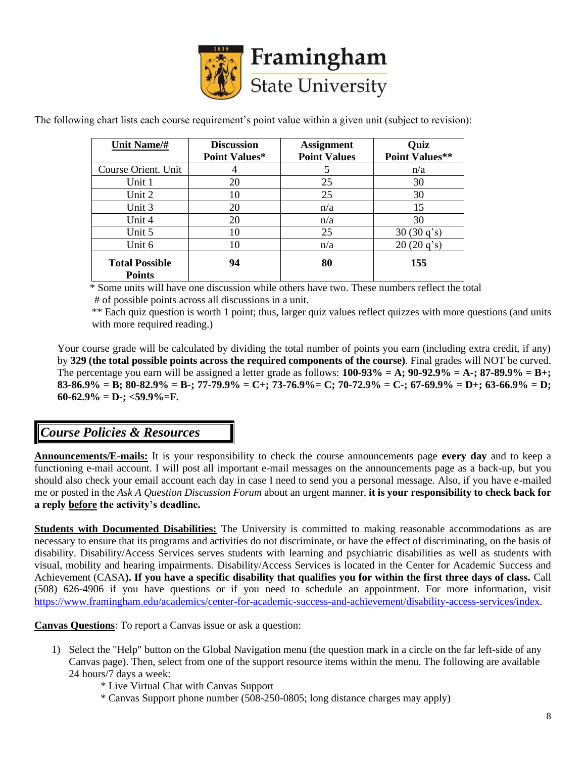The following chart lists each course requirement's point value within a given unit (subject to revision):

| Unit Name/# | Discussion Point Values* | Assignment Point Values | Quiz Point Values** |
|---|---|---|---|
| Course Orient. Unit | 4 | 5 | n/a |
| Unit 1 | 20 | 25 | 30 |
| Unit 2 | 10 | 25 | 30 |
| Unit 3 | 20 | n/a | 15 |
| Unit 4 | 20 | n/a | 30 |
| Unit 5 | 10 | 25 | 30 (30 q's) |
| Unit 6 | 10 | n/a | 20 (20 q's) |
| **Total Possible Points** | **94** | **80** | **155** |

\* Some units will have one discussion while others have two. These numbers reflect the total # of possible points across all discussions in a unit.

** Each quiz question is worth 1 point; thus, larger quiz values reflect quizzes with more questions (and units with more required reading.)

Your course grade will be calculated by dividing the total number of points you earn (including extra credit, if any) by **329 (the total possible points across the required components of the course)**. Final grades will NOT be curved. The percentage you earn will be assigned a letter grade as follows: **100-93% = A; 90-92.9% = A-; 87-89.9% = B+; 83-86.9% = B; 80-82.9% = B-; 77-79.9% = C+; 73-76.9%= C; 70-72.9% = C-; 67-69.9% = D+; 63-66.9% = D; 60-62.9% = D-; <59.9%=F.**

## *Course Policies & Resources*

**Announcements/E-mails:** It is your responsibility to check the course announcements page **every day** and to keep a functioning e-mail account. I will post all important e-mail messages on the announcements page as a back-up, but you should also check your email account each day in case I need to send you a personal message. Also, if you have e-mailed me or posted in the *Ask A Question Discussion Forum* about an urgent manner, **it is your responsibility to check back for a reply before the activity's deadline.**

**Students with Documented Disabilities:** The University is committed to making reasonable accommodations as are necessary to ensure that its programs and activities do not discriminate, or have the effect of discriminating, on the basis of disability. Disability/Access Services serves students with learning and psychiatric disabilities as well as students with visual, mobility and hearing impairments. Disability/Access Services is located in the Center for Academic Success and Achievement (CASA**). If you have a specific disability that qualifies you for within the first three days of class.** Call (508) 626-4906 if you have questions or if you need to schedule an appointment. For more information, visit https://www.framingham.edu/academics/center-for-academic-success-and-achievement/disability-access-services/index.

**Canvas Questions**: To report a Canvas issue or ask a question:

1) Select the "Help" button on the Global Navigation menu (the question mark in a circle on the far left-side of any Canvas page). Then, select from one of the support resource items within the menu. The following are available 24 hours/7 days a week:
   * Live Virtual Chat with Canvas Support
   * Canvas Support phone number (508-250-0805; long distance charges may apply)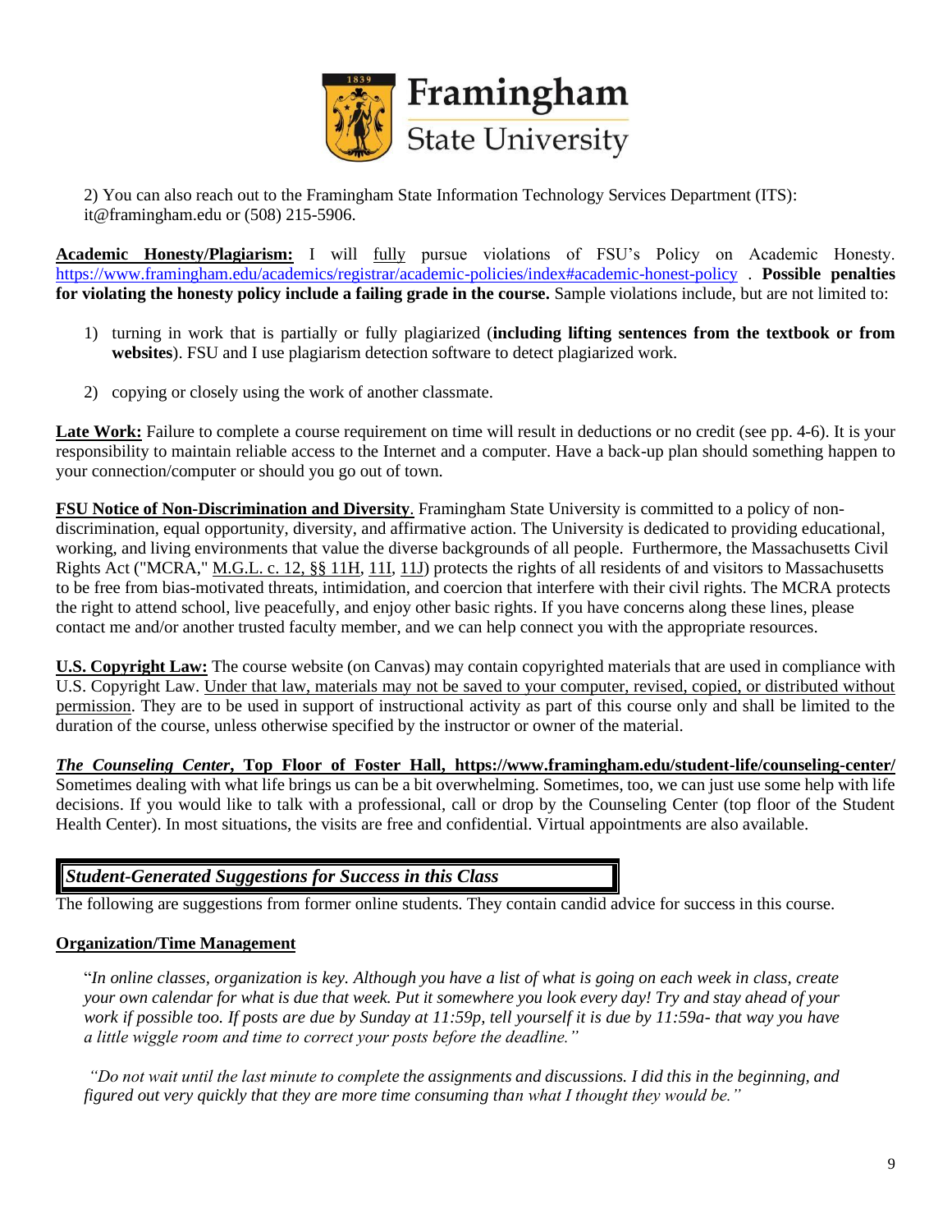2) You can also reach out to the Framingham State Information Technology Services Department (ITS): it@framingham.edu or (508) 215-5906.

**Academic Honesty/Plagiarism:** I will fully pursue violations of FSU's Policy on Academic Honesty. https://www.framingham.edu/academics/registrar/academic-policies/index#academic-honest-policy . **Possible penalties for violating the honesty policy include a failing grade in the course.** Sample violations include, but are not limited to:

1) turning in work that is partially or fully plagiarized (**including lifting sentences from the textbook or from websites**). FSU and I use plagiarism detection software to detect plagiarized work.
2) copying or closely using the work of another classmate.

**Late Work:** Failure to complete a course requirement on time will result in deductions or no credit (see pp. 4-6). It is your responsibility to maintain reliable access to the Internet and a computer. Have a back-up plan should something happen to your connection/computer or should you go out of town.

**FSU Notice of Non-Discrimination and Diversity**. Framingham State University is committed to a policy of non-discrimination, equal opportunity, diversity, and affirmative action. The University is dedicated to providing educational, working, and living environments that value the diverse backgrounds of all people. Furthermore, the Massachusetts Civil Rights Act ("MCRA," M.G.L. c. 12, §§ 11H, 11I, 11J) protects the rights of all residents of and visitors to Massachusetts to be free from bias-motivated threats, intimidation, and coercion that interfere with their civil rights. The MCRA protects the right to attend school, live peacefully, and enjoy other basic rights. If you have concerns along these lines, please contact me and/or another trusted faculty member, and we can help connect you with the appropriate resources.

**U.S. Copyright Law:** The course website (on Canvas) may contain copyrighted materials that are used in compliance with U.S. Copyright Law. Under that law, materials may not be saved to your computer, revised, copied, or distributed without permission. They are to be used in support of instructional activity as part of this course only and shall be limited to the duration of the course, unless otherwise specified by the instructor or owner of the material.

***The Counseling Center*, Top Floor of Foster Hall, https://www.framingham.edu/student-life/counseling-center/**
Sometimes dealing with what life brings us can be a bit overwhelming. Sometimes, too, we can just use some help with life decisions. If you would like to talk with a professional, call or drop by the Counseling Center (top floor of the Student Health Center). In most situations, the visits are free and confidential. Virtual appointments are also available.

## *Student-Generated Suggestions for Success in this Class*

The following are suggestions from former online students. They contain candid advice for success in this course.

**Organization/Time Management**

"*In online classes, organization is key. Although you have a list of what is going on each week in class, create your own calendar for what is due that week. Put it somewhere you look every day! Try and stay ahead of your work if possible too. If posts are due by Sunday at 11:59p, tell yourself it is due by 11:59a- that way you have a little wiggle room and time to correct your posts before the deadline.*"

*"Do not wait until the last minute to complete the assignments and discussions. I did this in the beginning, and figured out very quickly that they are more time consuming than what I thought they would be."*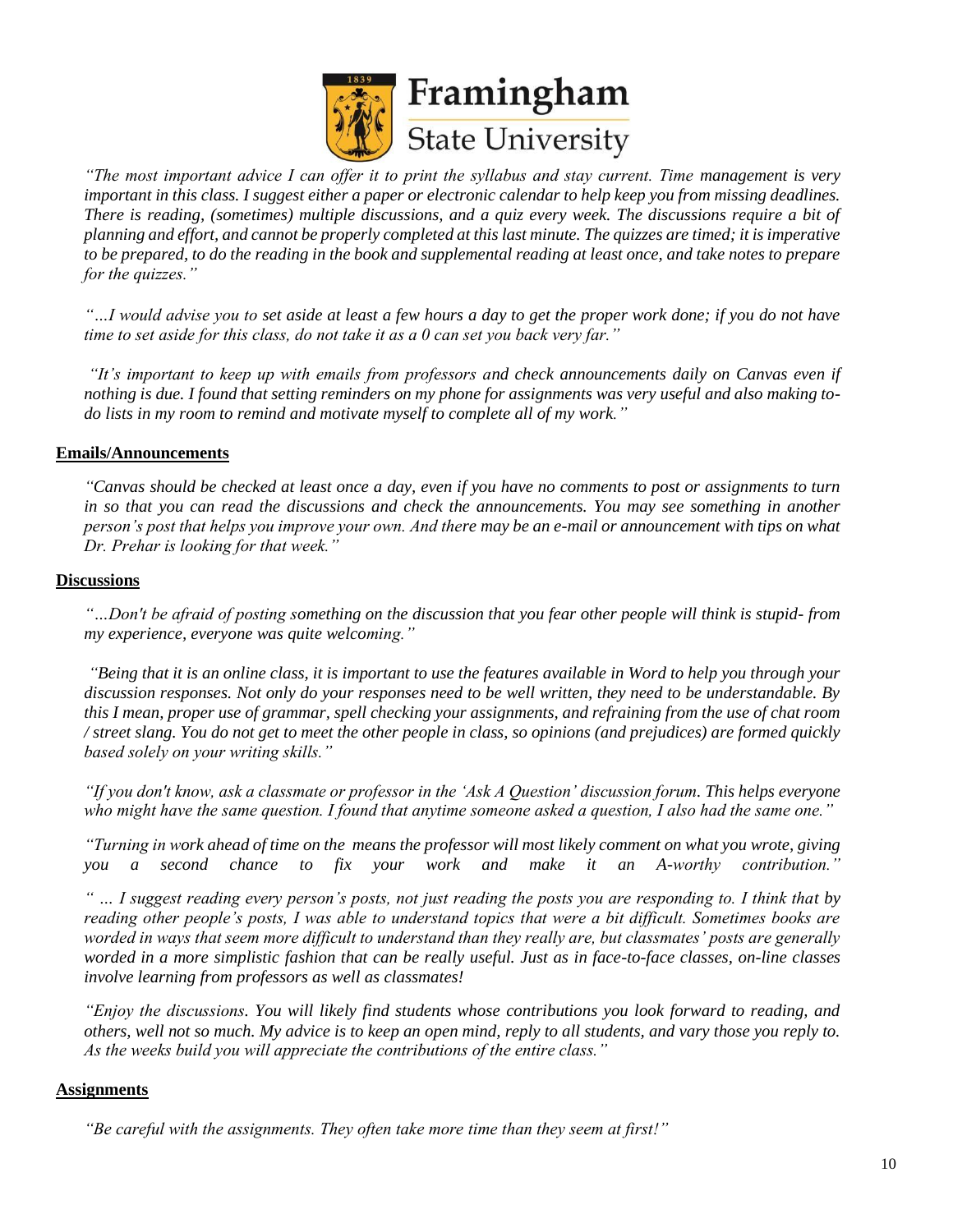*"The most important advice I can offer it to print the syllabus and stay current. Time management is very important in this class. I suggest either a paper or electronic calendar to help keep you from missing deadlines. There is reading, (sometimes) multiple discussions, and a quiz every week. The discussions require a bit of planning and effort, and cannot be properly completed at this last minute. The quizzes are timed; it is imperative to be prepared, to do the reading in the book and supplemental reading at least once, and take notes to prepare for the quizzes."*

*"…I would advise you to set aside at least a few hours a day to get the proper work done; if you do not have time to set aside for this class, do not take it as a 0 can set you back very far."*

*"It's important to keep up with emails from professors and check announcements daily on Canvas even if nothing is due. I found that setting reminders on my phone for assignments was very useful and also making to-do lists in my room to remind and motivate myself to complete all of my work."*

**Emails/Announcements**

*"Canvas should be checked at least once a day, even if you have no comments to post or assignments to turn in so that you can read the discussions and check the announcements. You may see something in another person's post that helps you improve your own. And there may be an e-mail or announcement with tips on what Dr. Prehar is looking for that week."*

**Discussions**

*"…Don't be afraid of posting something on the discussion that you fear other people will think is stupid- from my experience, everyone was quite welcoming."*

*"Being that it is an online class, it is important to use the features available in Word to help you through your discussion responses. Not only do your responses need to be well written, they need to be understandable. By this I mean, proper use of grammar, spell checking your assignments, and refraining from the use of chat room / street slang. You do not get to meet the other people in class, so opinions (and prejudices) are formed quickly based solely on your writing skills."*

*"If you don't know, ask a classmate or professor in the 'Ask A Question' discussion forum. This helps everyone who might have the same question. I found that anytime someone asked a question, I also had the same one."*

*"Turning in work ahead of time on the means the professor will most likely comment on what you wrote, giving you a second chance to fix your work and make it an A-worthy contribution."*

*" … I suggest reading every person's posts, not just reading the posts you are responding to. I think that by reading other people's posts, I was able to understand topics that were a bit difficult. Sometimes books are worded in ways that seem more difficult to understand than they really are, but classmates' posts are generally worded in a more simplistic fashion that can be really useful. Just as in face-to-face classes, on-line classes involve learning from professors as well as classmates!*

*"Enjoy the discussions. You will likely find students whose contributions you look forward to reading, and others, well not so much. My advice is to keep an open mind, reply to all students, and vary those you reply to. As the weeks build you will appreciate the contributions of the entire class."*

**Assignments**

*"Be careful with the assignments. They often take more time than they seem at first!"*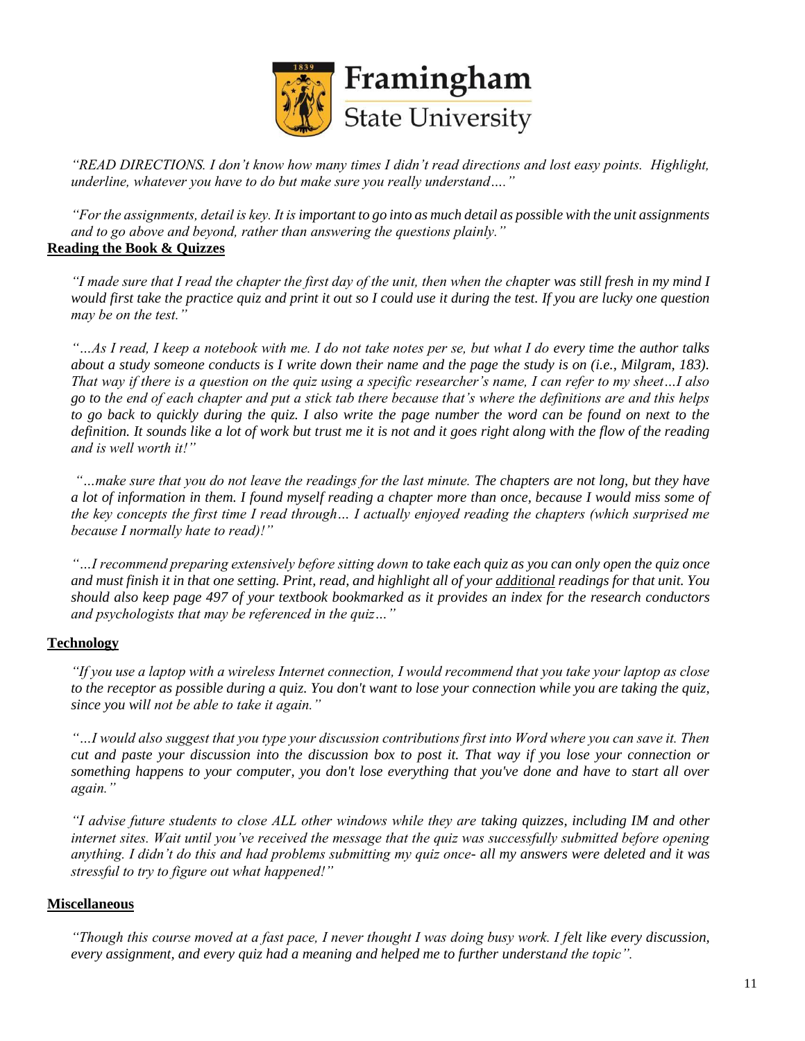*"READ DIRECTIONS. I don't know how many times I didn't read directions and lost easy points. Highlight, underline, whatever you have to do but make sure you really understand…."*

*"For the assignments, detail is key. It is important to go into as much detail as possible with the unit assignments and to go above and beyond, rather than answering the questions plainly."*

**Reading the Book & Quizzes**

*"I made sure that I read the chapter the first day of the unit, then when the chapter was still fresh in my mind I would first take the practice quiz and print it out so I could use it during the test. If you are lucky one question may be on the test."*

*"…As I read, I keep a notebook with me. I do not take notes per se, but what I do every time the author talks about a study someone conducts is I write down their name and the page the study is on (i.e., Milgram, 183). That way if there is a question on the quiz using a specific researcher's name, I can refer to my sheet…I also go to the end of each chapter and put a stick tab there because that's where the definitions are and this helps to go back to quickly during the quiz. I also write the page number the word can be found on next to the definition. It sounds like a lot of work but trust me it is not and it goes right along with the flow of the reading and is well worth it!"*

*"…make sure that you do not leave the readings for the last minute. The chapters are not long, but they have a lot of information in them. I found myself reading a chapter more than once, because I would miss some of the key concepts the first time I read through… I actually enjoyed reading the chapters (which surprised me because I normally hate to read)!"*

*"…I recommend preparing extensively before sitting down to take each quiz as you can only open the quiz once and must finish it in that one setting. Print, read, and highlight all of your additional readings for that unit. You should also keep page 497 of your textbook bookmarked as it provides an index for the research conductors and psychologists that may be referenced in the quiz…"*

**Technology**

*"If you use a laptop with a wireless Internet connection, I would recommend that you take your laptop as close to the receptor as possible during a quiz. You don't want to lose your connection while you are taking the quiz, since you will not be able to take it again."*

*"…I would also suggest that you type your discussion contributions first into Word where you can save it. Then cut and paste your discussion into the discussion box to post it. That way if you lose your connection or something happens to your computer, you don't lose everything that you've done and have to start all over again."*

*"I advise future students to close ALL other windows while they are taking quizzes, including IM and other internet sites. Wait until you've received the message that the quiz was successfully submitted before opening anything. I didn't do this and had problems submitting my quiz once- all my answers were deleted and it was stressful to try to figure out what happened!"*

**Miscellaneous**

*"Though this course moved at a fast pace, I never thought I was doing busy work. I felt like every discussion, every assignment, and every quiz had a meaning and helped me to further understand the topic".*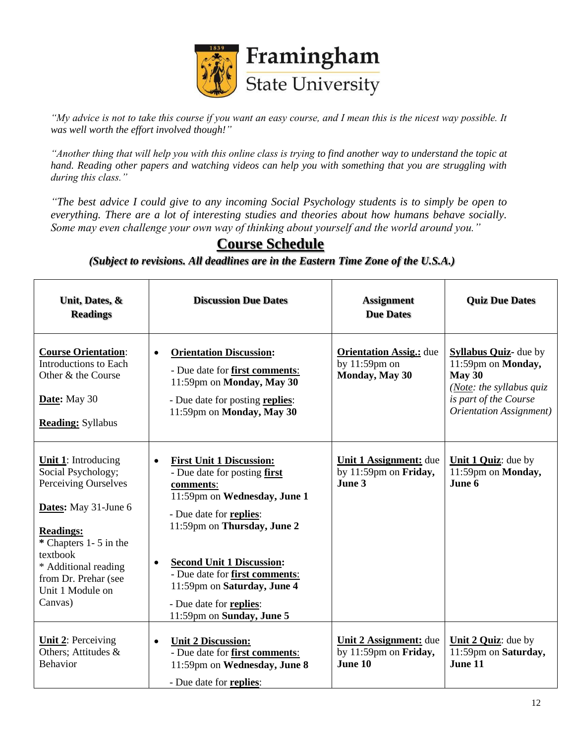*"My advice is not to take this course if you want an easy course, and I mean this is the nicest way possible. It was well worth the effort involved though!"*

*"Another thing that will help you with this online class is trying to find another way to understand the topic at hand. Reading other papers and watching videos can help you with something that you are struggling with during this class."*

*"The best advice I could give to any incoming Social Psychology students is to simply be open to everything. There are a lot of interesting studies and theories about how humans behave socially. Some may even challenge your own way of thinking about yourself and the world around you."*

## Course Schedule

***(Subject to revisions. All deadlines are in the Eastern Time Zone of the U.S.A.)***

| Unit, Dates, & Readings | Discussion Due Dates | Assignment Due Dates | Quiz Due Dates |
|---|---|---|---|
| **Course Orientation**: Introductions to Each Other & the Course<br><br>**Date:** May 30<br><br>**Reading:** Syllabus | • **Orientation Discussion:**<br>- Due date for **first comments**: 11:59pm on **Monday, May 30**<br>- Due date for posting **replies**: 11:59pm on **Monday, May 30** | **Orientation Assig.:** due by 11:59pm on **Monday, May 30** | **Syllabus Quiz**- due by 11:59pm on **Monday, May 30**<br>*(Note: the syllabus quiz is part of the Course Orientation Assignment)* |
| **Unit 1**: Introducing Social Psychology; Perceiving Ourselves<br><br>**Dates:** May 31-June 6<br><br>**Readings:**<br>* Chapters 1- 5 in the textbook<br>* Additional reading from Dr. Prehar (see Unit 1 Module on Canvas) | • **First Unit 1 Discussion:**<br>- Due date for posting **first comments**: 11:59pm on **Wednesday, June 1**<br>- Due date for **replies**: 11:59pm on **Thursday, June 2**<br><br>• **Second Unit 1 Discussion:**<br>- Due date for **first comments**: 11:59pm on **Saturday, June 4**<br>- Due date for **replies**: 11:59pm on **Sunday, June 5** | **Unit 1 Assignment:** due by 11:59pm on **Friday, June 3** | **Unit 1 Quiz**: due by 11:59pm on **Monday, June 6** |
| **Unit 2**: Perceiving Others; Attitudes & Behavior | • **Unit 2 Discussion:**<br>- Due date for **first comments**: 11:59pm on **Wednesday, June 8**<br>- Due date for **replies**: | **Unit 2 Assignment:** due by 11:59pm on **Friday, June 10** | **Unit 2 Quiz**: due by 11:59pm on **Saturday, June 11** |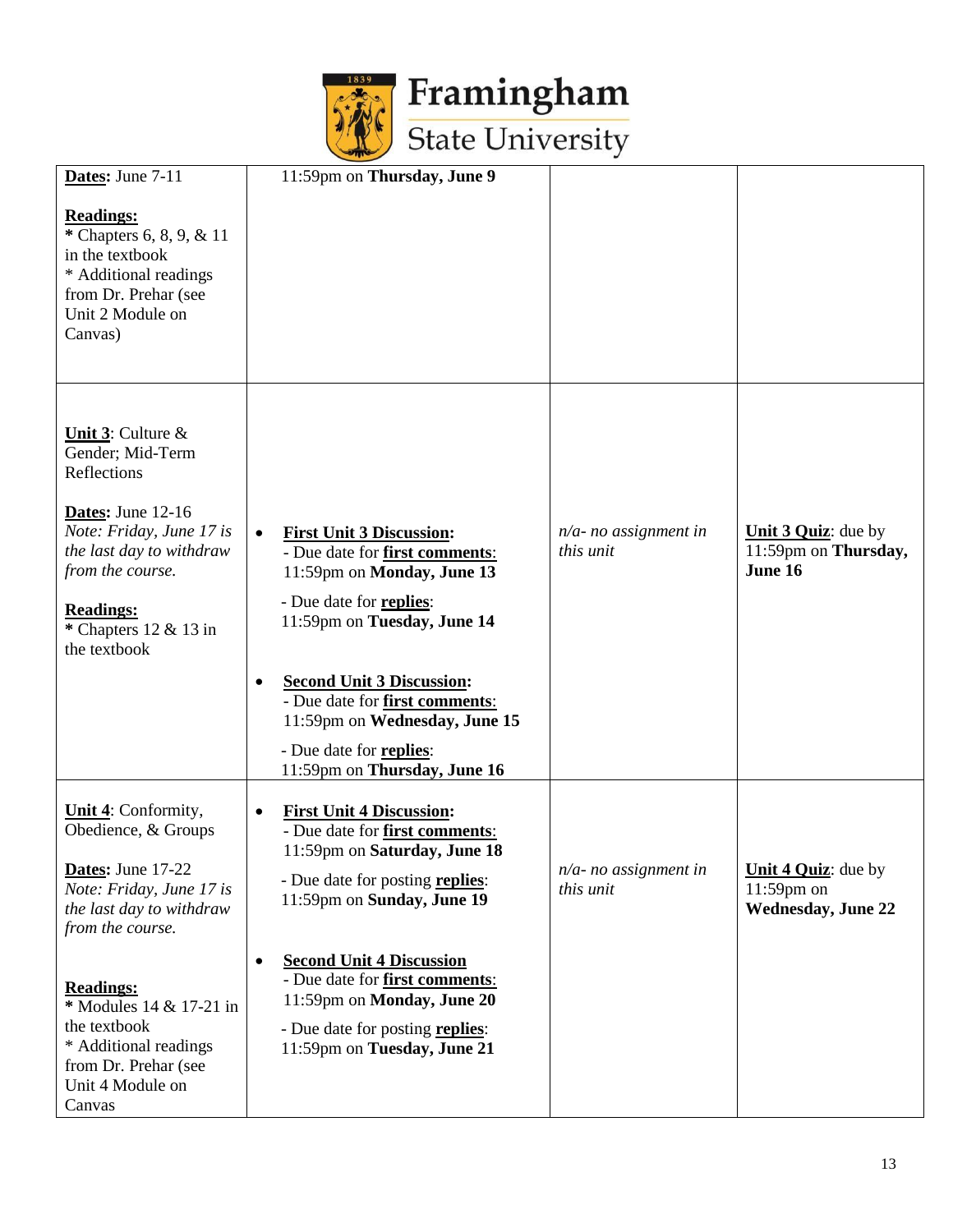| | | | |
|---|---|---|---|
| **Dates:** June 7-11<br><br>**Readings:**<br>* Chapters 6, 8, 9, & 11 in the textbook<br>* Additional readings from Dr. Prehar (see Unit 2 Module on Canvas) | 11:59pm on **Thursday, June 9** | | |
| **Unit 3**: Culture & Gender; Mid-Term Reflections<br><br>**Dates:** June 12-16<br>*Note: Friday, June 17 is the last day to withdraw from the course.*<br><br>**Readings:**<br>* Chapters 12 & 13 in the textbook | • **First Unit 3 Discussion:**<br>- Due date for **first comments**: 11:59pm on **Monday, June 13**<br>- Due date for **replies**: 11:59pm on **Tuesday, June 14**<br><br>• **Second Unit 3 Discussion:**<br>- Due date for **first comments**: 11:59pm on **Wednesday, June 15**<br>- Due date for **replies**: 11:59pm on **Thursday, June 16** | *n/a- no assignment in this unit* | **Unit 3 Quiz**: due by 11:59pm on **Thursday, June 16** |
| **Unit 4**: Conformity, Obedience, & Groups<br><br>**Dates:** June 17-22<br>*Note: Friday, June 17 is the last day to withdraw from the course.*<br><br>**Readings:**<br>* Modules 14 & 17-21 in the textbook<br>* Additional readings from Dr. Prehar (see Unit 4 Module on Canvas | • **First Unit 4 Discussion:**<br>- Due date for **first comments**: 11:59pm on **Saturday, June 18**<br>- Due date for posting **replies**: 11:59pm on **Sunday, June 19**<br><br>• **Second Unit 4 Discussion**<br>- Due date for **first comments**: 11:59pm on **Monday, June 20**<br>- Due date for posting **replies**: 11:59pm on **Tuesday, June 21** | *n/a- no assignment in this unit* | **Unit 4 Quiz**: due by 11:59pm on **Wednesday, June 22** |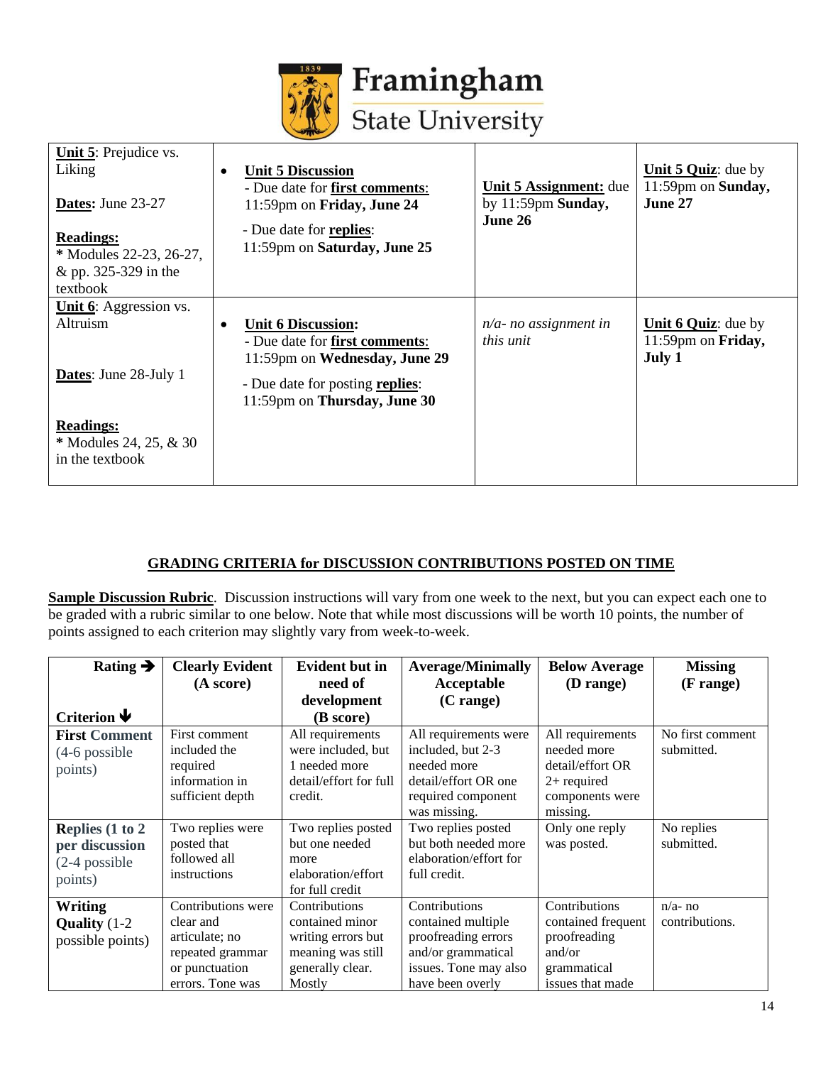**Framingham State University**

| | | | |
|---|---|---|---|
| **Unit 5**: Prejudice vs. Liking<br><br>**Dates:** June 23-27<br><br>**Readings:**<br>* Modules 22-23, 26-27, & pp. 325-329 in the textbook | • **Unit 5 Discussion**<br>- Due date for **first comments**: 11:59pm on **Friday, June 24**<br>- Due date for **replies**: 11:59pm on **Saturday, June 25** | **Unit 5 Assignment:** due by 11:59pm **Sunday, June 26** | **Unit 5 Quiz**: due by 11:59pm on **Sunday, June 27** |
| **Unit 6**: Aggression vs. Altruism<br><br>**Dates**: June 28-July 1<br><br>**Readings:**<br>* Modules 24, 25, & 30 in the textbook | • **Unit 6 Discussion:**<br>- Due date for **first comments**: 11:59pm on **Wednesday, June 29**<br>- Due date for posting **replies**: 11:59pm on **Thursday, June 30** | *n/a- no assignment in this unit* | **Unit 6 Quiz**: due by 11:59pm on **Friday, July 1** |

## GRADING CRITERIA for DISCUSSION CONTRIBUTIONS POSTED ON TIME

**Sample Discussion Rubric**. Discussion instructions will vary from one week to the next, but you can expect each one to be graded with a rubric similar to one below. Note that while most discussions will be worth 10 points, the number of points assigned to each criterion may slightly vary from week-to-week.

| Rating ➔<br>Criterion 🡻 | Clearly Evident (A score) | Evident but in need of development (B score) | Average/Minimally Acceptable (C range) | Below Average (D range) | Missing (F range) |
|---|---|---|---|---|---|
| **First Comment** (4-6 possible points) | First comment included the required information in sufficient depth | All requirements were included, but 1 needed more detail/effort for full credit. | All requirements were included, but 2-3 needed more detail/effort OR one required component was missing. | All requirements needed more detail/effort OR 2+ required components were missing. | No first comment submitted. |
| **Replies (1 to 2 per discussion** (2-4 possible points) | Two replies were posted that followed all instructions | Two replies posted but one needed more elaboration/effort for full credit | Two replies posted but both needed more elaboration/effort for full credit. | Only one reply was posted. | No replies submitted. |
| **Writing Quality** (1-2 possible points) | Contributions were clear and articulate; no repeated grammar or punctuation errors. Tone was | Contributions contained minor writing errors but meaning was still generally clear. Mostly | Contributions contained multiple proofreading errors and/or grammatical issues. Tone may also have been overly | Contributions contained frequent proofreading and/or grammatical issues that made | n/a- no contributions. |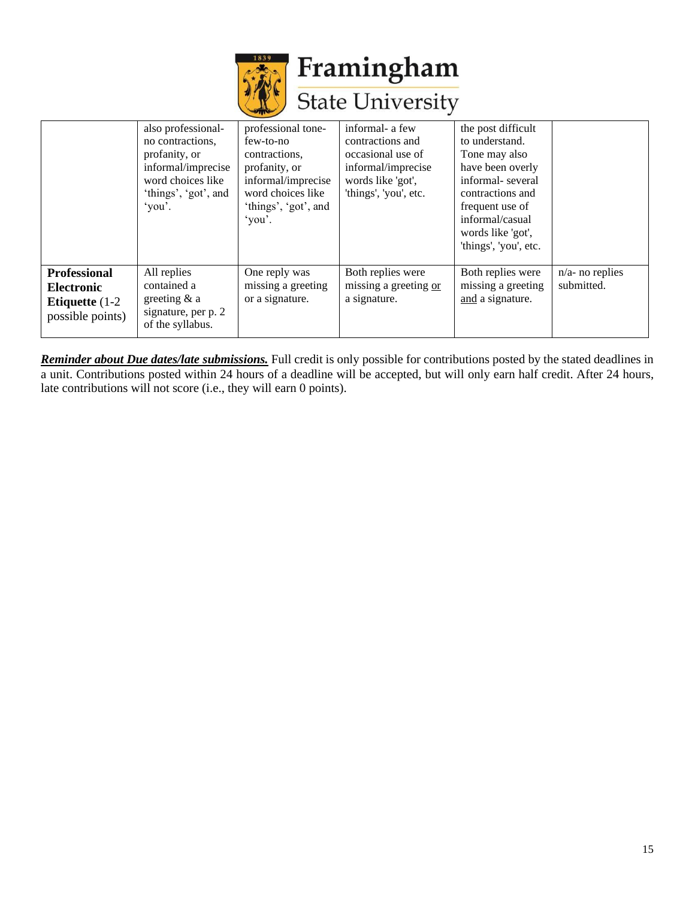| | | | | | |
|---|---|---|---|---|---|
| | also professional- no contractions, profanity, or informal/imprecise word choices like 'things', 'got', and 'you'. | professional tone- few-to-no contractions, profanity, or informal/imprecise word choices like 'things', 'got', and 'you'. | informal- a few contractions and occasional use of informal/imprecise words like 'got', 'things', 'you', etc. | the post difficult to understand. Tone may also have been overly informal- several contractions and frequent use of informal/casual words like 'got', 'things', 'you', etc. | |
| **Professional Electronic Etiquette** (1-2 possible points) | All replies contained a greeting & a signature, per p. 2 of the syllabus. | One reply was missing a greeting or a signature. | Both replies were missing a greeting or a signature. | Both replies were missing a greeting and a signature. | n/a- no replies submitted. |

***Reminder about Due dates/late submissions.*** Full credit is only possible for contributions posted by the stated deadlines in a unit. Contributions posted within 24 hours of a deadline will be accepted, but will only earn half credit. After 24 hours, late contributions will not score (i.e., they will earn 0 points).